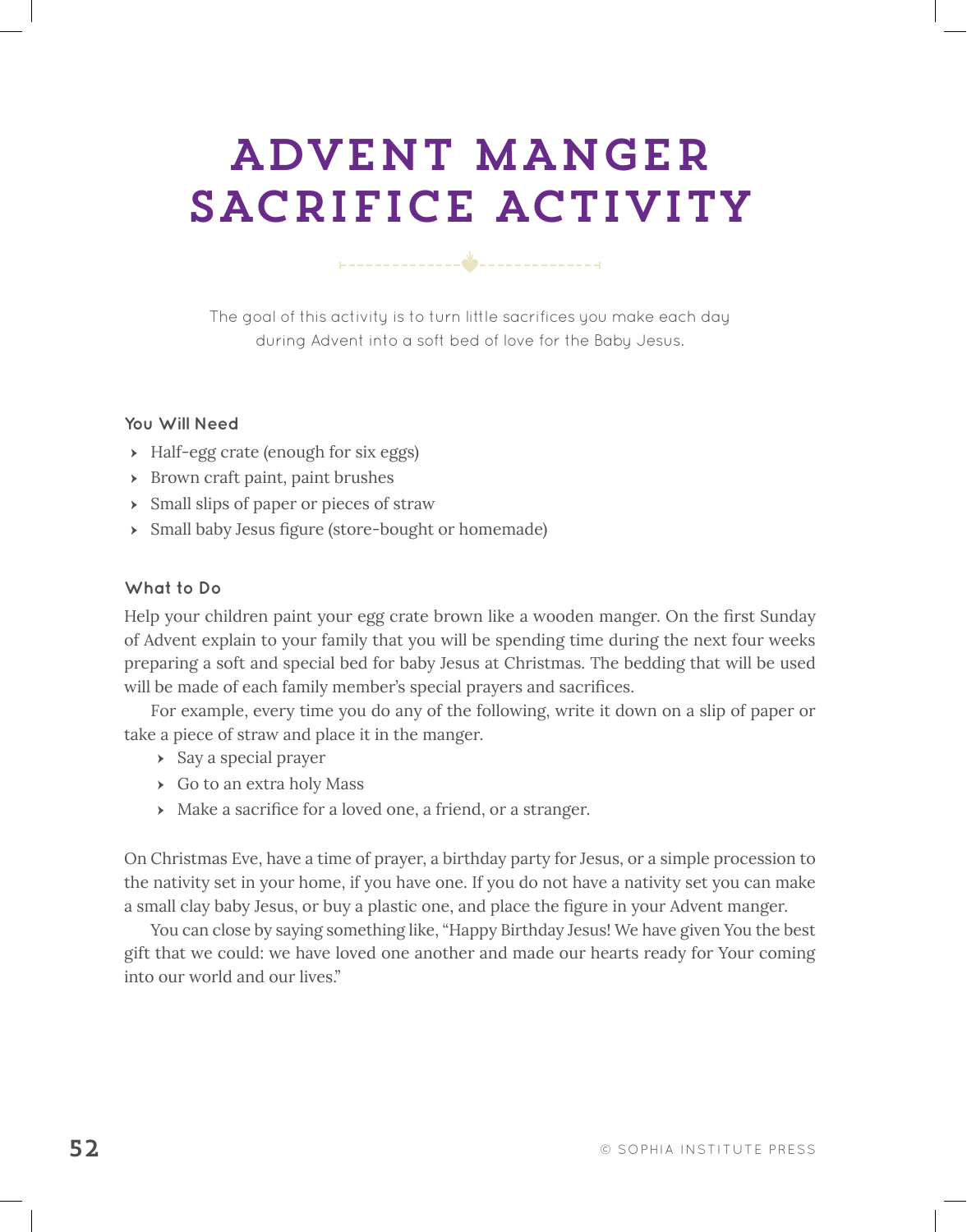# ADVENT MANGER SACRIFICE ACTIVITY

The goal of this activity is to turn little sacrifices you make each day during Advent into a soft bed of love for the Baby Jesus.

### You Will Need

- Half-egg crate (enough for six eggs)
- Brown craft paint, paint brushes
- Small slips of paper or pieces of straw
- Small baby Jesus figure (store-bought or homemade)

### What to Do

Help your children paint your egg crate brown like a wooden manger. On the first Sunday of Advent explain to your family that you will be spending time during the next four weeks preparing a soft and special bed for baby Jesus at Christmas. The bedding that will be used will be made of each family member's special prayers and sacrifices.

For example, every time you do any of the following, write it down on a slip of paper or take a piece of straw and place it in the manger.

- Say a special prayer
- Go to an extra holy Mass
- Make a sacrifice for a loved one, a friend, or a stranger.

On Christmas Eve, have a time of prayer, a birthday party for Jesus, or a simple procession to the nativity set in your home, if you have one. If you do not have a nativity set you can make a small clay baby Jesus, or buy a plastic one, and place the figure in your Advent manger.

You can close by saying something like, "Happy Birthday Jesus! We have given You the best gift that we could: we have loved one another and made our hearts ready for Your coming into our world and our lives."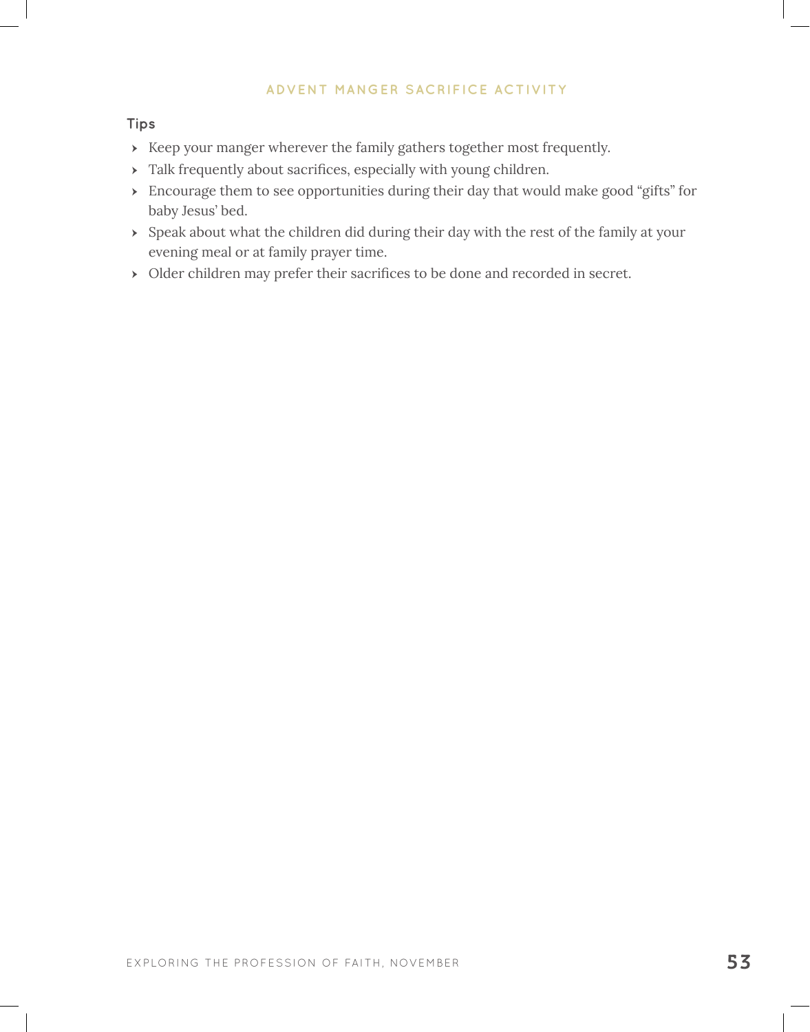### Tips

- Keep your manger wherever the family gathers together most frequently.
- Talk frequently about sacrifices, especially with young children.
- Encourage them to see opportunities during their day that would make good "gifts" for baby Jesus' bed.
- Speak about what the children did during their day with the rest of the family at your evening meal or at family prayer time.
- Older children may prefer their sacrifices to be done and recorded in secret.